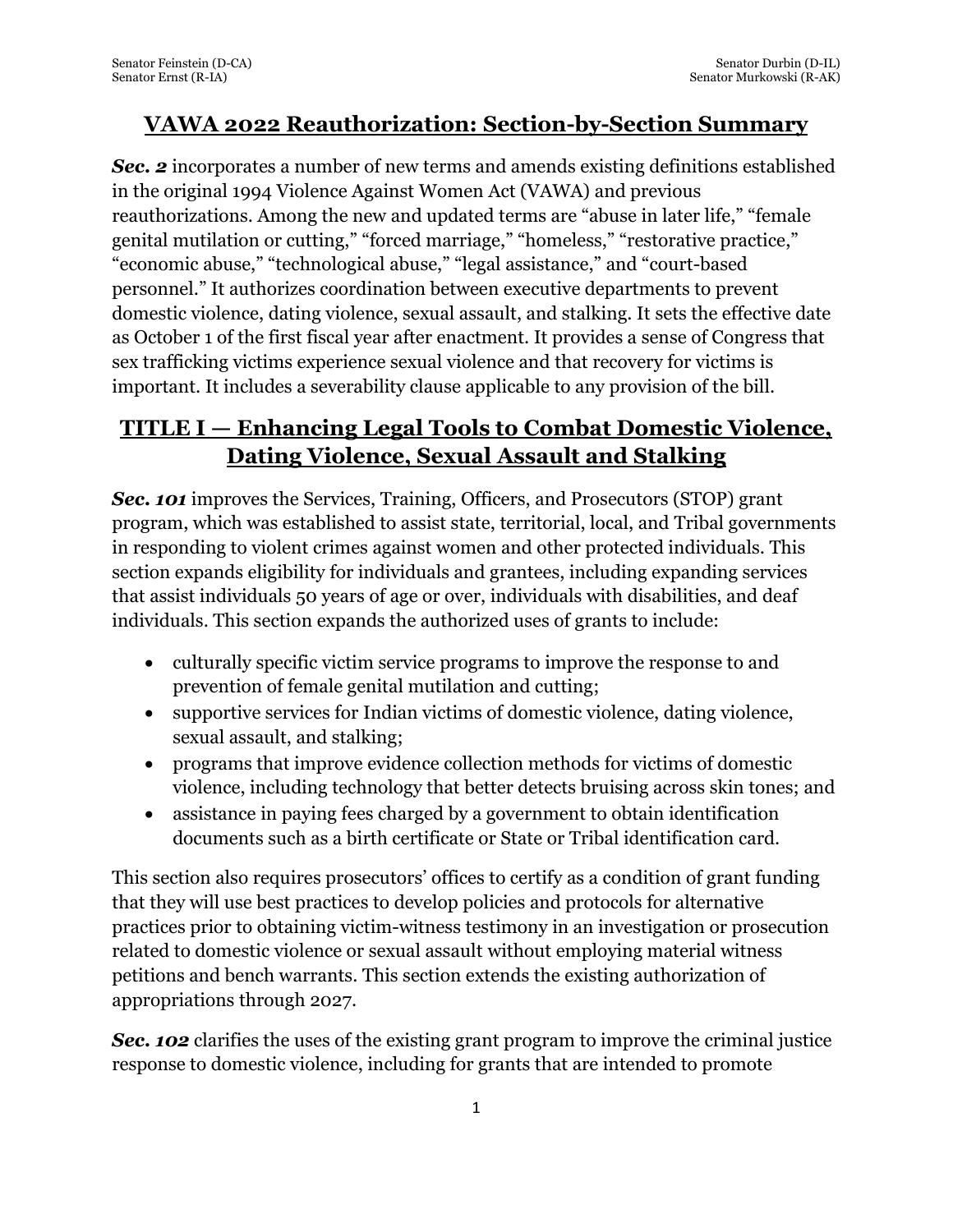Senator Feinstein (D-CA)
Senator Ernst (R-IA)

Senator Durbin (D-IL)
Senator Murkowski (R-AK)

# VAWA 2022 Reauthorization: Section-by-Section Summary

***Sec. 2*** incorporates a number of new terms and amends existing definitions established in the original 1994 Violence Against Women Act (VAWA) and previous reauthorizations. Among the new and updated terms are "abuse in later life," "female genital mutilation or cutting," "forced marriage," "homeless," "restorative practice," "economic abuse," "technological abuse," "legal assistance," and "court-based personnel." It authorizes coordination between executive departments to prevent domestic violence, dating violence, sexual assault, and stalking. It sets the effective date as October 1 of the first fiscal year after enactment. It provides a sense of Congress that sex trafficking victims experience sexual violence and that recovery for victims is important. It includes a severability clause applicable to any provision of the bill.

## TITLE I — Enhancing Legal Tools to Combat Domestic Violence, Dating Violence, Sexual Assault and Stalking

***Sec. 101*** improves the Services, Training, Officers, and Prosecutors (STOP) grant program, which was established to assist state, territorial, local, and Tribal governments in responding to violent crimes against women and other protected individuals. This section expands eligibility for individuals and grantees, including expanding services that assist individuals 50 years of age or over, individuals with disabilities, and deaf individuals. This section expands the authorized uses of grants to include:

- culturally specific victim service programs to improve the response to and prevention of female genital mutilation and cutting;
- supportive services for Indian victims of domestic violence, dating violence, sexual assault, and stalking;
- programs that improve evidence collection methods for victims of domestic violence, including technology that better detects bruising across skin tones; and
- assistance in paying fees charged by a government to obtain identification documents such as a birth certificate or State or Tribal identification card.

This section also requires prosecutors' offices to certify as a condition of grant funding that they will use best practices to develop policies and protocols for alternative practices prior to obtaining victim-witness testimony in an investigation or prosecution related to domestic violence or sexual assault without employing material witness petitions and bench warrants. This section extends the existing authorization of appropriations through 2027.

***Sec. 102*** clarifies the uses of the existing grant program to improve the criminal justice response to domestic violence, including for grants that are intended to promote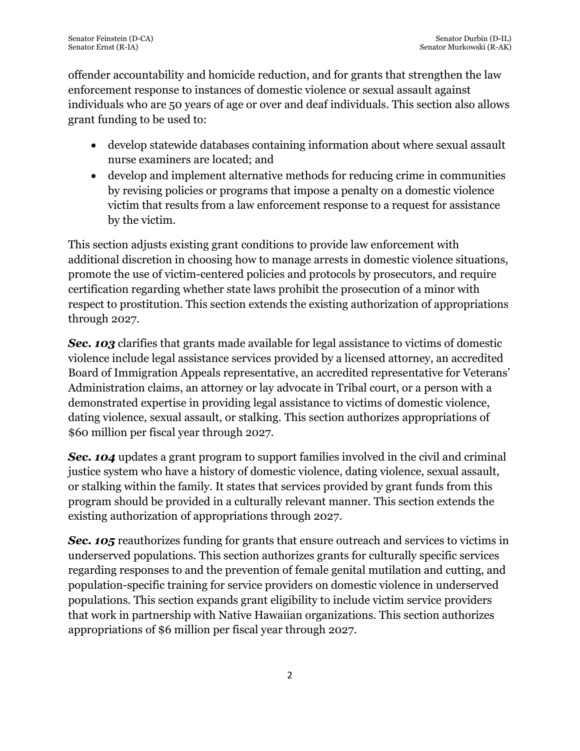offender accountability and homicide reduction, and for grants that strengthen the law enforcement response to instances of domestic violence or sexual assault against individuals who are 50 years of age or over and deaf individuals. This section also allows grant funding to be used to:

- develop statewide databases containing information about where sexual assault nurse examiners are located; and
- develop and implement alternative methods for reducing crime in communities by revising policies or programs that impose a penalty on a domestic violence victim that results from a law enforcement response to a request for assistance by the victim.

This section adjusts existing grant conditions to provide law enforcement with additional discretion in choosing how to manage arrests in domestic violence situations, promote the use of victim-centered policies and protocols by prosecutors, and require certification regarding whether state laws prohibit the prosecution of a minor with respect to prostitution. This section extends the existing authorization of appropriations through 2027.

***Sec. 103*** clarifies that grants made available for legal assistance to victims of domestic violence include legal assistance services provided by a licensed attorney, an accredited Board of Immigration Appeals representative, an accredited representative for Veterans' Administration claims, an attorney or lay advocate in Tribal court, or a person with a demonstrated expertise in providing legal assistance to victims of domestic violence, dating violence, sexual assault, or stalking. This section authorizes appropriations of $60 million per fiscal year through 2027.

***Sec. 104*** updates a grant program to support families involved in the civil and criminal justice system who have a history of domestic violence, dating violence, sexual assault, or stalking within the family. It states that services provided by grant funds from this program should be provided in a culturally relevant manner. This section extends the existing authorization of appropriations through 2027.

***Sec. 105*** reauthorizes funding for grants that ensure outreach and services to victims in underserved populations. This section authorizes grants for culturally specific services regarding responses to and the prevention of female genital mutilation and cutting, and population-specific training for service providers on domestic violence in underserved populations. This section expands grant eligibility to include victim service providers that work in partnership with Native Hawaiian organizations. This section authorizes appropriations of $6 million per fiscal year through 2027.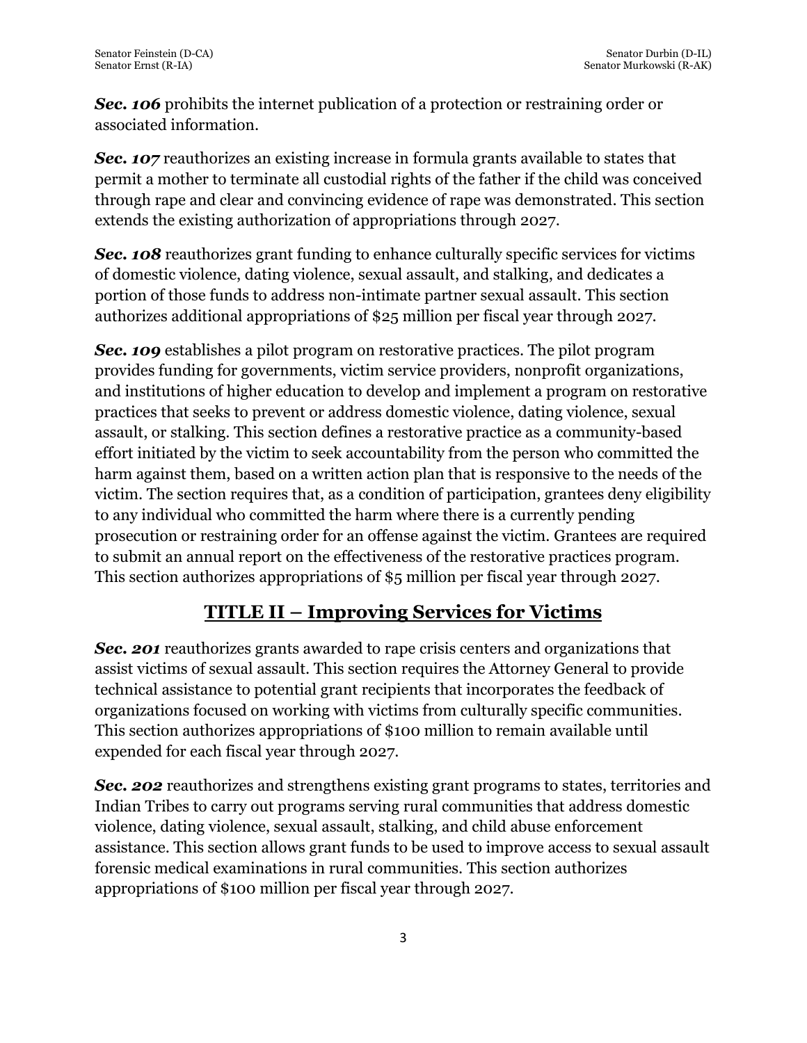***Sec. 106*** prohibits the internet publication of a protection or restraining order or associated information.

***Sec. 107*** reauthorizes an existing increase in formula grants available to states that permit a mother to terminate all custodial rights of the father if the child was conceived through rape and clear and convincing evidence of rape was demonstrated. This section extends the existing authorization of appropriations through 2027.

***Sec. 108*** reauthorizes grant funding to enhance culturally specific services for victims of domestic violence, dating violence, sexual assault, and stalking, and dedicates a portion of those funds to address non-intimate partner sexual assault. This section authorizes additional appropriations of $25 million per fiscal year through 2027.

***Sec. 109*** establishes a pilot program on restorative practices. The pilot program provides funding for governments, victim service providers, nonprofit organizations, and institutions of higher education to develop and implement a program on restorative practices that seeks to prevent or address domestic violence, dating violence, sexual assault, or stalking. This section defines a restorative practice as a community-based effort initiated by the victim to seek accountability from the person who committed the harm against them, based on a written action plan that is responsive to the needs of the victim. The section requires that, as a condition of participation, grantees deny eligibility to any individual who committed the harm where there is a currently pending prosecution or restraining order for an offense against the victim. Grantees are required to submit an annual report on the effectiveness of the restorative practices program. This section authorizes appropriations of $5 million per fiscal year through 2027.

## TITLE II – Improving Services for Victims

***Sec. 201*** reauthorizes grants awarded to rape crisis centers and organizations that assist victims of sexual assault. This section requires the Attorney General to provide technical assistance to potential grant recipients that incorporates the feedback of organizations focused on working with victims from culturally specific communities. This section authorizes appropriations of $100 million to remain available until expended for each fiscal year through 2027.

***Sec. 202*** reauthorizes and strengthens existing grant programs to states, territories and Indian Tribes to carry out programs serving rural communities that address domestic violence, dating violence, sexual assault, stalking, and child abuse enforcement assistance. This section allows grant funds to be used to improve access to sexual assault forensic medical examinations in rural communities. This section authorizes appropriations of $100 million per fiscal year through 2027.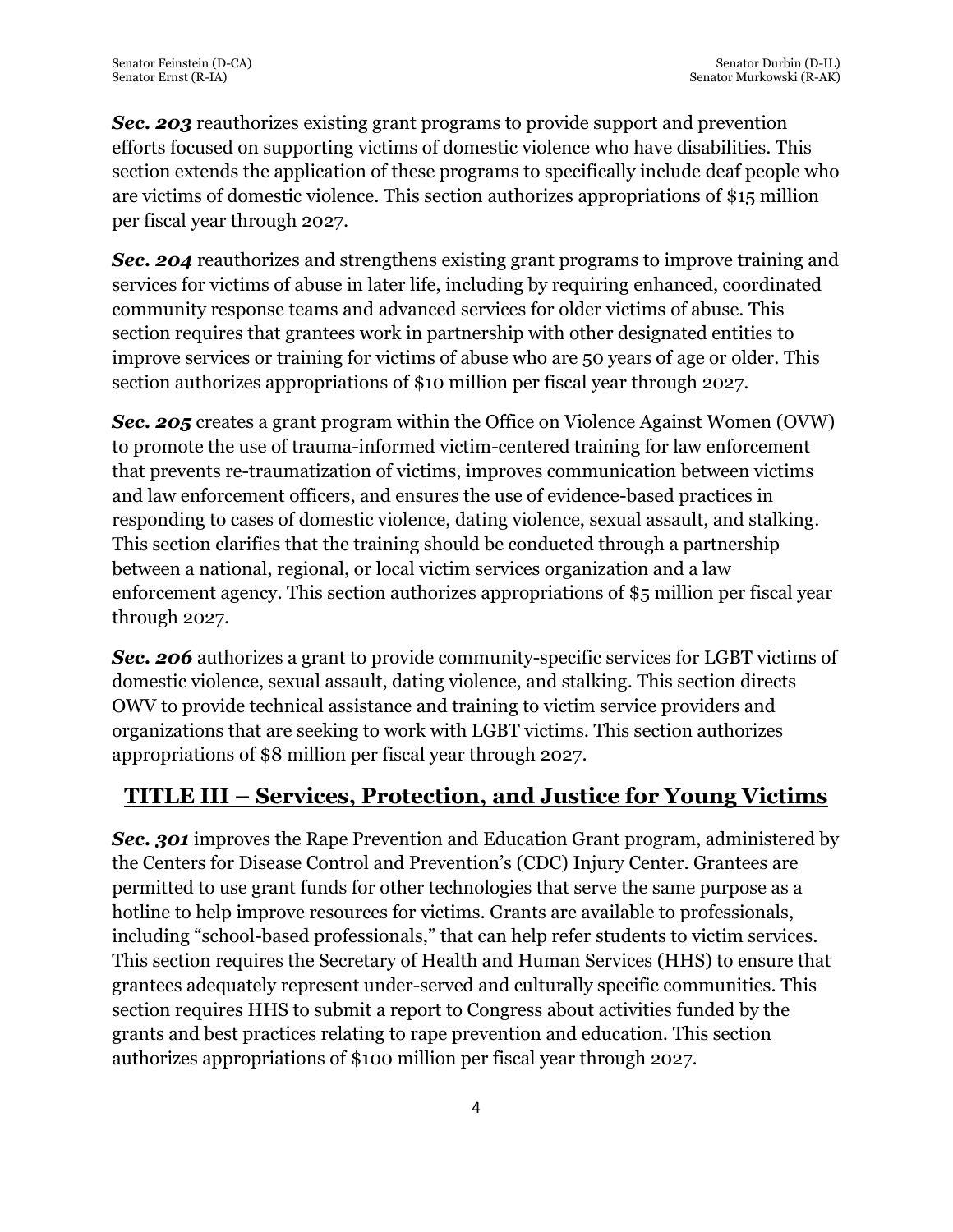***Sec. 203*** reauthorizes existing grant programs to provide support and prevention efforts focused on supporting victims of domestic violence who have disabilities. This section extends the application of these programs to specifically include deaf people who are victims of domestic violence. This section authorizes appropriations of $15 million per fiscal year through 2027.

***Sec. 204*** reauthorizes and strengthens existing grant programs to improve training and services for victims of abuse in later life, including by requiring enhanced, coordinated community response teams and advanced services for older victims of abuse. This section requires that grantees work in partnership with other designated entities to improve services or training for victims of abuse who are 50 years of age or older. This section authorizes appropriations of $10 million per fiscal year through 2027.

***Sec. 205*** creates a grant program within the Office on Violence Against Women (OVW) to promote the use of trauma-informed victim-centered training for law enforcement that prevents re-traumatization of victims, improves communication between victims and law enforcement officers, and ensures the use of evidence-based practices in responding to cases of domestic violence, dating violence, sexual assault, and stalking. This section clarifies that the training should be conducted through a partnership between a national, regional, or local victim services organization and a law enforcement agency. This section authorizes appropriations of $5 million per fiscal year through 2027.

***Sec. 206*** authorizes a grant to provide community-specific services for LGBT victims of domestic violence, sexual assault, dating violence, and stalking. This section directs OWV to provide technical assistance and training to victim service providers and organizations that are seeking to work with LGBT victims. This section authorizes appropriations of $8 million per fiscal year through 2027.

## TITLE III – Services, Protection, and Justice for Young Victims

***Sec. 301*** improves the Rape Prevention and Education Grant program, administered by the Centers for Disease Control and Prevention's (CDC) Injury Center. Grantees are permitted to use grant funds for other technologies that serve the same purpose as a hotline to help improve resources for victims. Grants are available to professionals, including "school-based professionals," that can help refer students to victim services. This section requires the Secretary of Health and Human Services (HHS) to ensure that grantees adequately represent under-served and culturally specific communities. This section requires HHS to submit a report to Congress about activities funded by the grants and best practices relating to rape prevention and education. This section authorizes appropriations of $100 million per fiscal year through 2027.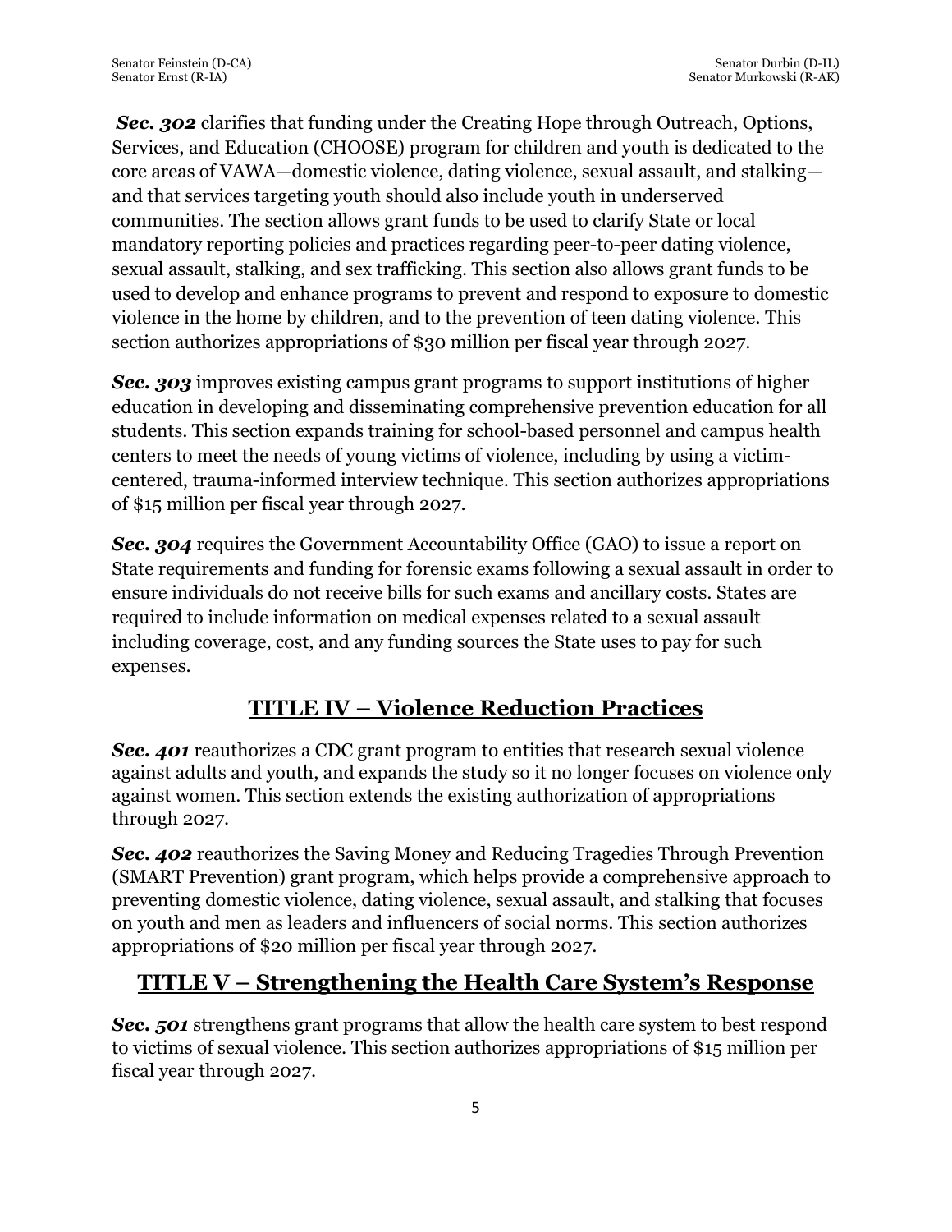***Sec. 302*** clarifies that funding under the Creating Hope through Outreach, Options, Services, and Education (CHOOSE) program for children and youth is dedicated to the core areas of VAWA—domestic violence, dating violence, sexual assault, and stalking—and that services targeting youth should also include youth in underserved communities. The section allows grant funds to be used to clarify State or local mandatory reporting policies and practices regarding peer-to-peer dating violence, sexual assault, stalking, and sex trafficking. This section also allows grant funds to be used to develop and enhance programs to prevent and respond to exposure to domestic violence in the home by children, and to the prevention of teen dating violence. This section authorizes appropriations of $30 million per fiscal year through 2027.

***Sec. 303*** improves existing campus grant programs to support institutions of higher education in developing and disseminating comprehensive prevention education for all students. This section expands training for school-based personnel and campus health centers to meet the needs of young victims of violence, including by using a victim-centered, trauma-informed interview technique. This section authorizes appropriations of $15 million per fiscal year through 2027.

***Sec. 304*** requires the Government Accountability Office (GAO) to issue a report on State requirements and funding for forensic exams following a sexual assault in order to ensure individuals do not receive bills for such exams and ancillary costs. States are required to include information on medical expenses related to a sexual assault including coverage, cost, and any funding sources the State uses to pay for such expenses.

## TITLE IV – Violence Reduction Practices

***Sec. 401*** reauthorizes a CDC grant program to entities that research sexual violence against adults and youth, and expands the study so it no longer focuses on violence only against women. This section extends the existing authorization of appropriations through 2027.

***Sec. 402*** reauthorizes the Saving Money and Reducing Tragedies Through Prevention (SMART Prevention) grant program, which helps provide a comprehensive approach to preventing domestic violence, dating violence, sexual assault, and stalking that focuses on youth and men as leaders and influencers of social norms. This section authorizes appropriations of $20 million per fiscal year through 2027.

## TITLE V – Strengthening the Health Care System's Response

***Sec. 501*** strengthens grant programs that allow the health care system to best respond to victims of sexual violence. This section authorizes appropriations of $15 million per fiscal year through 2027.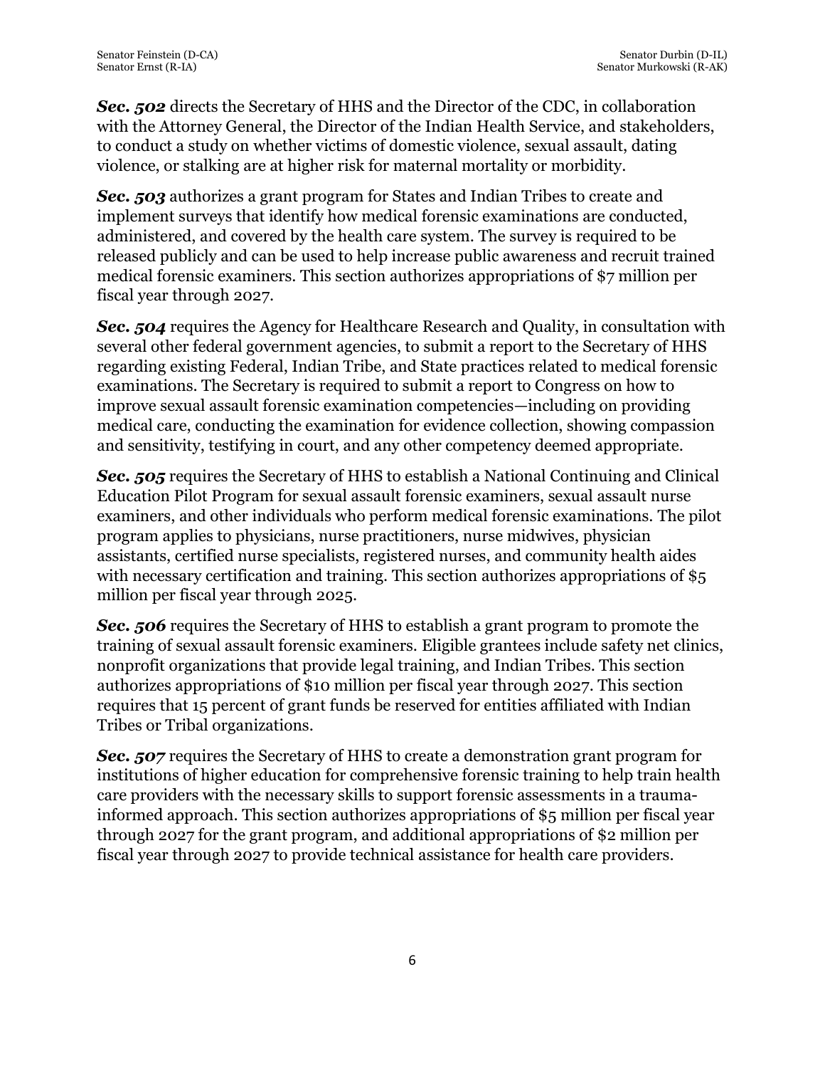***Sec. 502*** directs the Secretary of HHS and the Director of the CDC, in collaboration with the Attorney General, the Director of the Indian Health Service, and stakeholders, to conduct a study on whether victims of domestic violence, sexual assault, dating violence, or stalking are at higher risk for maternal mortality or morbidity.

***Sec. 503*** authorizes a grant program for States and Indian Tribes to create and implement surveys that identify how medical forensic examinations are conducted, administered, and covered by the health care system. The survey is required to be released publicly and can be used to help increase public awareness and recruit trained medical forensic examiners. This section authorizes appropriations of $7 million per fiscal year through 2027.

***Sec. 504*** requires the Agency for Healthcare Research and Quality, in consultation with several other federal government agencies, to submit a report to the Secretary of HHS regarding existing Federal, Indian Tribe, and State practices related to medical forensic examinations. The Secretary is required to submit a report to Congress on how to improve sexual assault forensic examination competencies—including on providing medical care, conducting the examination for evidence collection, showing compassion and sensitivity, testifying in court, and any other competency deemed appropriate.

***Sec. 505*** requires the Secretary of HHS to establish a National Continuing and Clinical Education Pilot Program for sexual assault forensic examiners, sexual assault nurse examiners, and other individuals who perform medical forensic examinations. The pilot program applies to physicians, nurse practitioners, nurse midwives, physician assistants, certified nurse specialists, registered nurses, and community health aides with necessary certification and training. This section authorizes appropriations of $5 million per fiscal year through 2025.

***Sec. 506*** requires the Secretary of HHS to establish a grant program to promote the training of sexual assault forensic examiners. Eligible grantees include safety net clinics, nonprofit organizations that provide legal training, and Indian Tribes. This section authorizes appropriations of $10 million per fiscal year through 2027. This section requires that 15 percent of grant funds be reserved for entities affiliated with Indian Tribes or Tribal organizations.

***Sec. 507*** requires the Secretary of HHS to create a demonstration grant program for institutions of higher education for comprehensive forensic training to help train health care providers with the necessary skills to support forensic assessments in a trauma-informed approach. This section authorizes appropriations of $5 million per fiscal year through 2027 for the grant program, and additional appropriations of $2 million per fiscal year through 2027 to provide technical assistance for health care providers.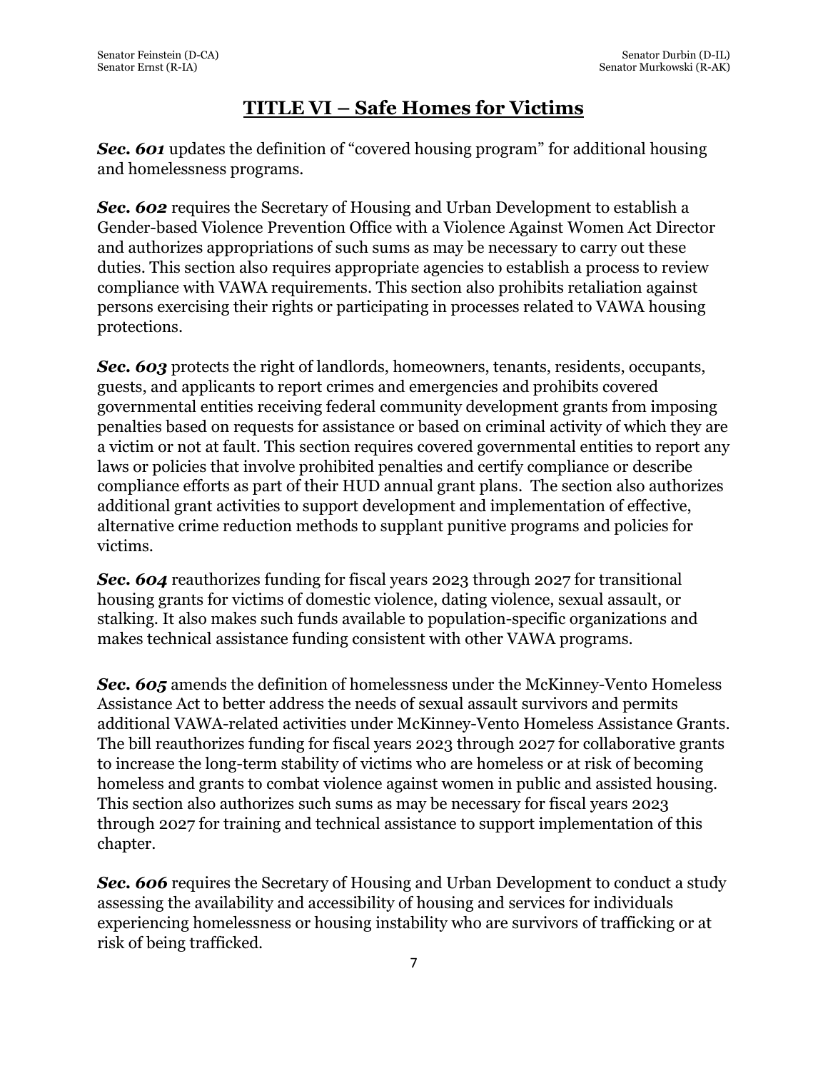# TITLE VI – Safe Homes for Victims

***Sec. 601*** updates the definition of "covered housing program" for additional housing and homelessness programs.

***Sec. 602*** requires the Secretary of Housing and Urban Development to establish a Gender-based Violence Prevention Office with a Violence Against Women Act Director and authorizes appropriations of such sums as may be necessary to carry out these duties. This section also requires appropriate agencies to establish a process to review compliance with VAWA requirements. This section also prohibits retaliation against persons exercising their rights or participating in processes related to VAWA housing protections.

***Sec. 603*** protects the right of landlords, homeowners, tenants, residents, occupants, guests, and applicants to report crimes and emergencies and prohibits covered governmental entities receiving federal community development grants from imposing penalties based on requests for assistance or based on criminal activity of which they are a victim or not at fault. This section requires covered governmental entities to report any laws or policies that involve prohibited penalties and certify compliance or describe compliance efforts as part of their HUD annual grant plans. The section also authorizes additional grant activities to support development and implementation of effective, alternative crime reduction methods to supplant punitive programs and policies for victims.

***Sec. 604*** reauthorizes funding for fiscal years 2023 through 2027 for transitional housing grants for victims of domestic violence, dating violence, sexual assault, or stalking. It also makes such funds available to population-specific organizations and makes technical assistance funding consistent with other VAWA programs.

***Sec. 605*** amends the definition of homelessness under the McKinney-Vento Homeless Assistance Act to better address the needs of sexual assault survivors and permits additional VAWA-related activities under McKinney-Vento Homeless Assistance Grants. The bill reauthorizes funding for fiscal years 2023 through 2027 for collaborative grants to increase the long-term stability of victims who are homeless or at risk of becoming homeless and grants to combat violence against women in public and assisted housing. This section also authorizes such sums as may be necessary for fiscal years 2023 through 2027 for training and technical assistance to support implementation of this chapter.

***Sec. 606*** requires the Secretary of Housing and Urban Development to conduct a study assessing the availability and accessibility of housing and services for individuals experiencing homelessness or housing instability who are survivors of trafficking or at risk of being trafficked.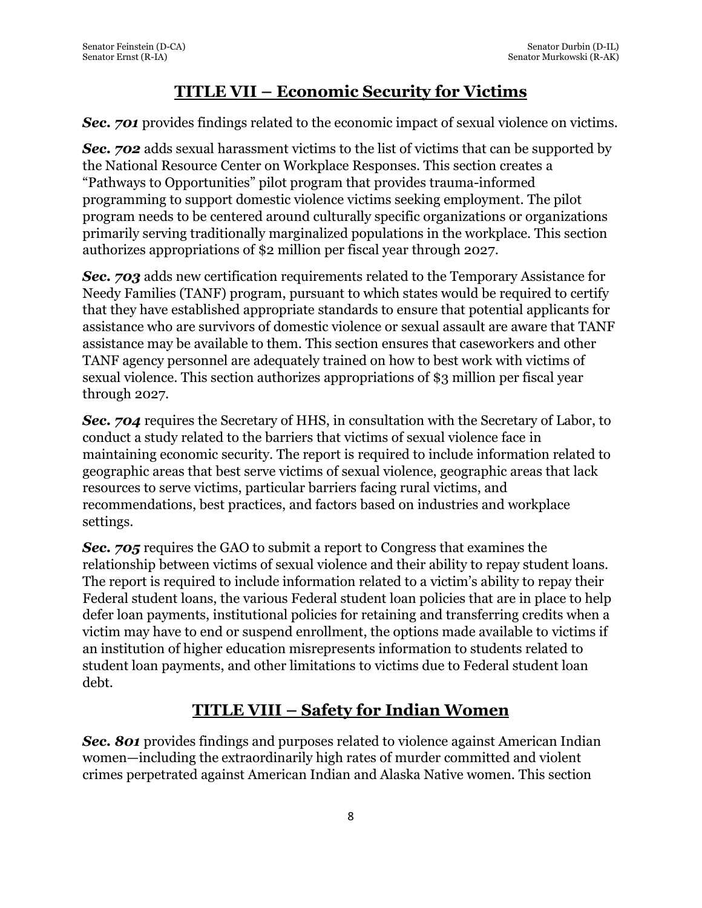## TITLE VII – Economic Security for Victims

***Sec. 701*** provides findings related to the economic impact of sexual violence on victims.

***Sec. 702*** adds sexual harassment victims to the list of victims that can be supported by the National Resource Center on Workplace Responses. This section creates a "Pathways to Opportunities" pilot program that provides trauma-informed programming to support domestic violence victims seeking employment. The pilot program needs to be centered around culturally specific organizations or organizations primarily serving traditionally marginalized populations in the workplace. This section authorizes appropriations of $2 million per fiscal year through 2027.

***Sec. 703*** adds new certification requirements related to the Temporary Assistance for Needy Families (TANF) program, pursuant to which states would be required to certify that they have established appropriate standards to ensure that potential applicants for assistance who are survivors of domestic violence or sexual assault are aware that TANF assistance may be available to them. This section ensures that caseworkers and other TANF agency personnel are adequately trained on how to best work with victims of sexual violence. This section authorizes appropriations of $3 million per fiscal year through 2027.

***Sec. 704*** requires the Secretary of HHS, in consultation with the Secretary of Labor, to conduct a study related to the barriers that victims of sexual violence face in maintaining economic security. The report is required to include information related to geographic areas that best serve victims of sexual violence, geographic areas that lack resources to serve victims, particular barriers facing rural victims, and recommendations, best practices, and factors based on industries and workplace settings.

***Sec. 705*** requires the GAO to submit a report to Congress that examines the relationship between victims of sexual violence and their ability to repay student loans. The report is required to include information related to a victim's ability to repay their Federal student loans, the various Federal student loan policies that are in place to help defer loan payments, institutional policies for retaining and transferring credits when a victim may have to end or suspend enrollment, the options made available to victims if an institution of higher education misrepresents information to students related to student loan payments, and other limitations to victims due to Federal student loan debt.

## TITLE VIII – Safety for Indian Women

***Sec. 801*** provides findings and purposes related to violence against American Indian women—including the extraordinarily high rates of murder committed and violent crimes perpetrated against American Indian and Alaska Native women. This section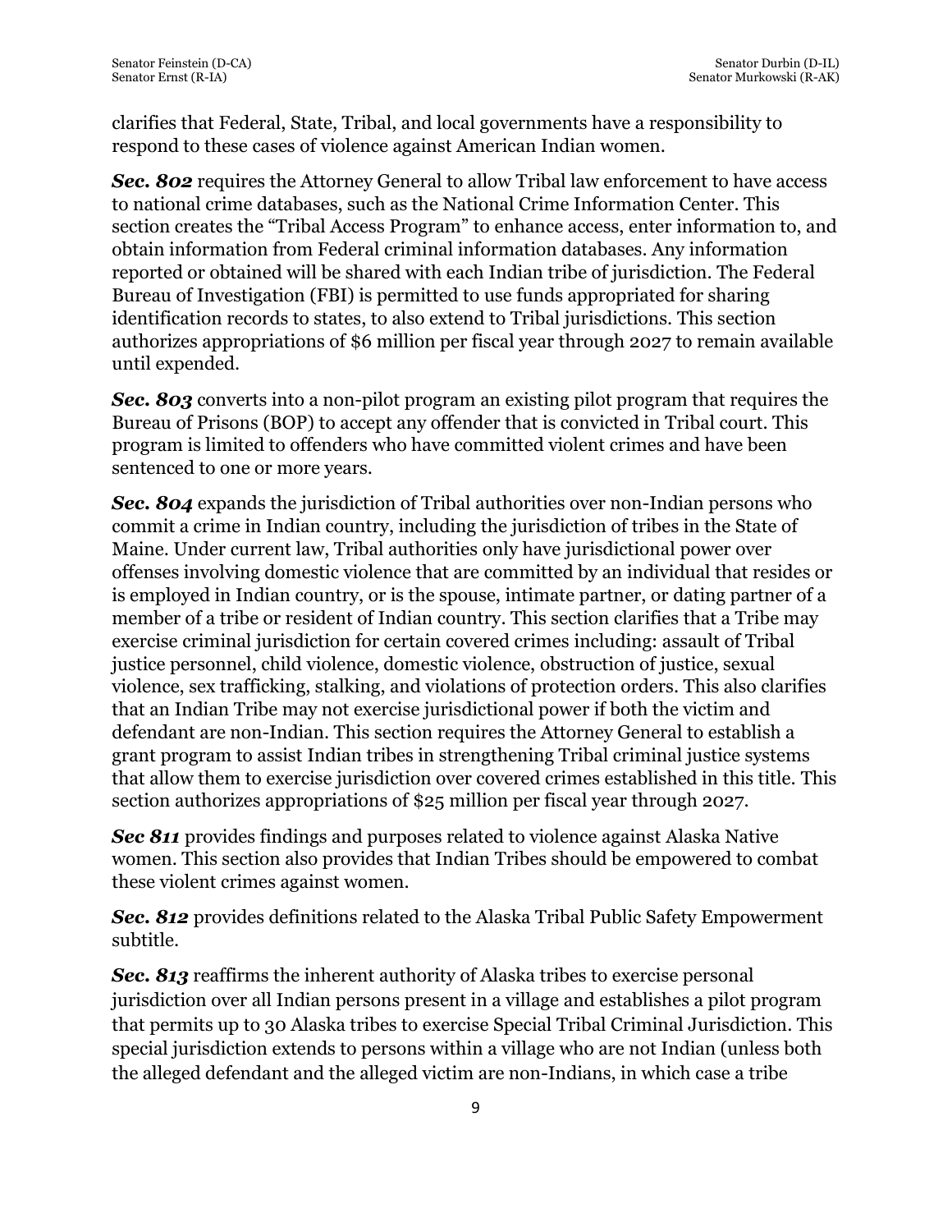clarifies that Federal, State, Tribal, and local governments have a responsibility to respond to these cases of violence against American Indian women.

***Sec. 802*** requires the Attorney General to allow Tribal law enforcement to have access to national crime databases, such as the National Crime Information Center. This section creates the "Tribal Access Program" to enhance access, enter information to, and obtain information from Federal criminal information databases. Any information reported or obtained will be shared with each Indian tribe of jurisdiction. The Federal Bureau of Investigation (FBI) is permitted to use funds appropriated for sharing identification records to states, to also extend to Tribal jurisdictions. This section authorizes appropriations of $6 million per fiscal year through 2027 to remain available until expended.

***Sec. 803*** converts into a non-pilot program an existing pilot program that requires the Bureau of Prisons (BOP) to accept any offender that is convicted in Tribal court. This program is limited to offenders who have committed violent crimes and have been sentenced to one or more years.

***Sec. 804*** expands the jurisdiction of Tribal authorities over non-Indian persons who commit a crime in Indian country, including the jurisdiction of tribes in the State of Maine. Under current law, Tribal authorities only have jurisdictional power over offenses involving domestic violence that are committed by an individual that resides or is employed in Indian country, or is the spouse, intimate partner, or dating partner of a member of a tribe or resident of Indian country. This section clarifies that a Tribe may exercise criminal jurisdiction for certain covered crimes including: assault of Tribal justice personnel, child violence, domestic violence, obstruction of justice, sexual violence, sex trafficking, stalking, and violations of protection orders. This also clarifies that an Indian Tribe may not exercise jurisdictional power if both the victim and defendant are non-Indian. This section requires the Attorney General to establish a grant program to assist Indian tribes in strengthening Tribal criminal justice systems that allow them to exercise jurisdiction over covered crimes established in this title. This section authorizes appropriations of $25 million per fiscal year through 2027.

***Sec 811*** provides findings and purposes related to violence against Alaska Native women. This section also provides that Indian Tribes should be empowered to combat these violent crimes against women.

***Sec. 812*** provides definitions related to the Alaska Tribal Public Safety Empowerment subtitle.

***Sec. 813*** reaffirms the inherent authority of Alaska tribes to exercise personal jurisdiction over all Indian persons present in a village and establishes a pilot program that permits up to 30 Alaska tribes to exercise Special Tribal Criminal Jurisdiction. This special jurisdiction extends to persons within a village who are not Indian (unless both the alleged defendant and the alleged victim are non-Indians, in which case a tribe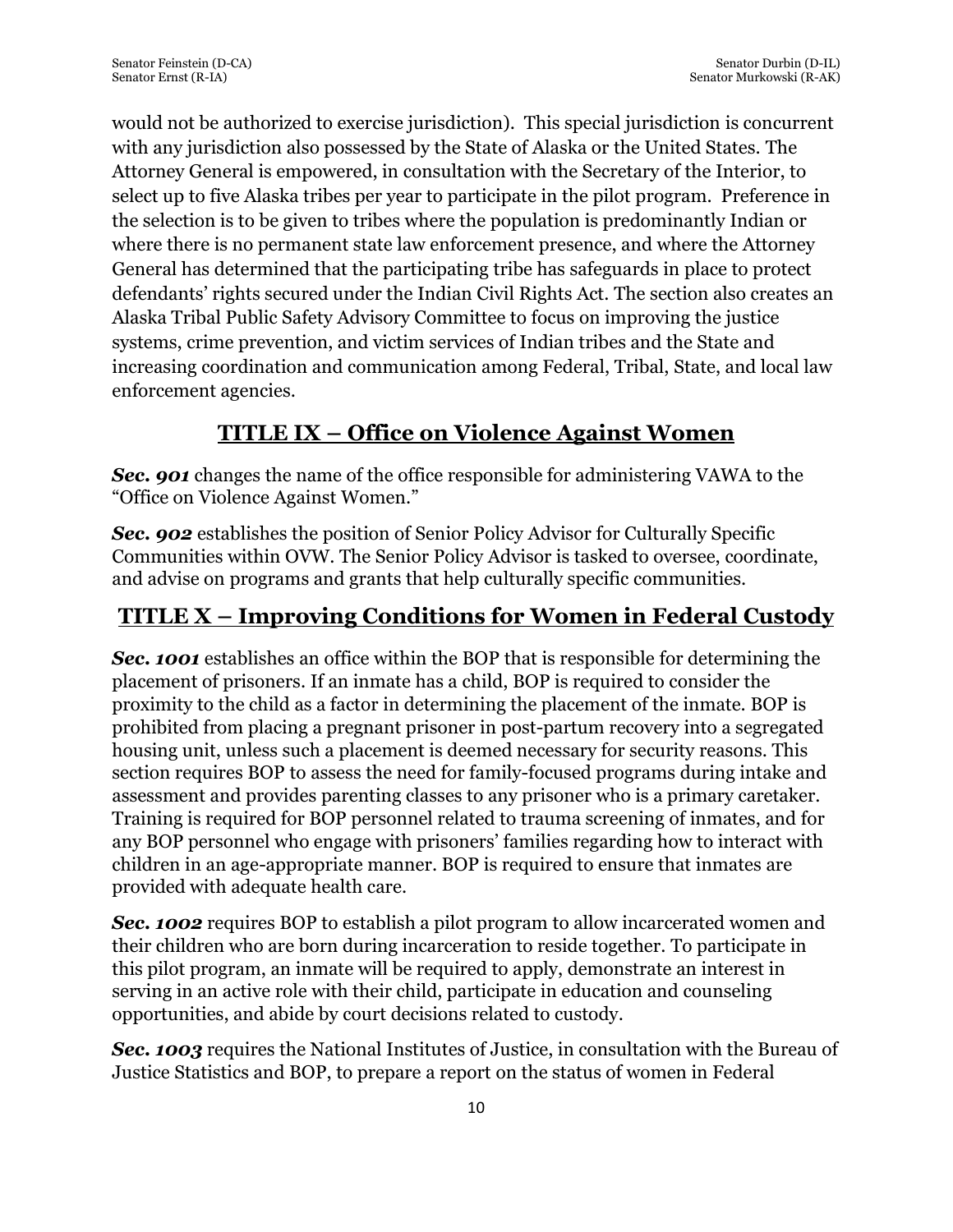would not be authorized to exercise jurisdiction). This special jurisdiction is concurrent with any jurisdiction also possessed by the State of Alaska or the United States. The Attorney General is empowered, in consultation with the Secretary of the Interior, to select up to five Alaska tribes per year to participate in the pilot program. Preference in the selection is to be given to tribes where the population is predominantly Indian or where there is no permanent state law enforcement presence, and where the Attorney General has determined that the participating tribe has safeguards in place to protect defendants' rights secured under the Indian Civil Rights Act. The section also creates an Alaska Tribal Public Safety Advisory Committee to focus on improving the justice systems, crime prevention, and victim services of Indian tribes and the State and increasing coordination and communication among Federal, Tribal, State, and local law enforcement agencies.

## TITLE IX – Office on Violence Against Women

***Sec. 901*** changes the name of the office responsible for administering VAWA to the "Office on Violence Against Women."

***Sec. 902*** establishes the position of Senior Policy Advisor for Culturally Specific Communities within OVW. The Senior Policy Advisor is tasked to oversee, coordinate, and advise on programs and grants that help culturally specific communities.

## TITLE X – Improving Conditions for Women in Federal Custody

***Sec. 1001*** establishes an office within the BOP that is responsible for determining the placement of prisoners. If an inmate has a child, BOP is required to consider the proximity to the child as a factor in determining the placement of the inmate. BOP is prohibited from placing a pregnant prisoner in post-partum recovery into a segregated housing unit, unless such a placement is deemed necessary for security reasons. This section requires BOP to assess the need for family-focused programs during intake and assessment and provides parenting classes to any prisoner who is a primary caretaker. Training is required for BOP personnel related to trauma screening of inmates, and for any BOP personnel who engage with prisoners' families regarding how to interact with children in an age-appropriate manner. BOP is required to ensure that inmates are provided with adequate health care.

***Sec. 1002*** requires BOP to establish a pilot program to allow incarcerated women and their children who are born during incarceration to reside together. To participate in this pilot program, an inmate will be required to apply, demonstrate an interest in serving in an active role with their child, participate in education and counseling opportunities, and abide by court decisions related to custody.

***Sec. 1003*** requires the National Institutes of Justice, in consultation with the Bureau of Justice Statistics and BOP, to prepare a report on the status of women in Federal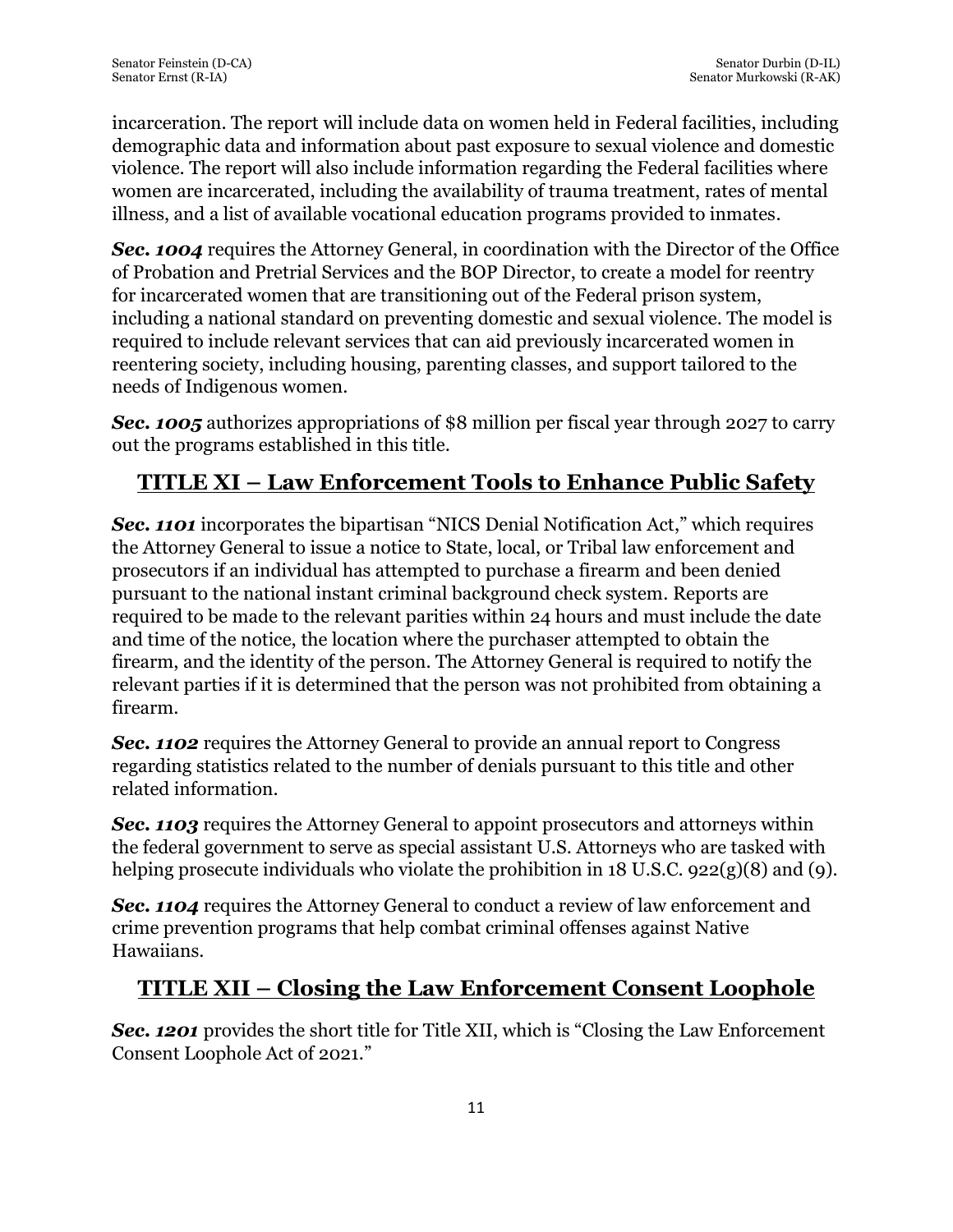incarceration. The report will include data on women held in Federal facilities, including demographic data and information about past exposure to sexual violence and domestic violence. The report will also include information regarding the Federal facilities where women are incarcerated, including the availability of trauma treatment, rates of mental illness, and a list of available vocational education programs provided to inmates.

***Sec. 1004*** requires the Attorney General, in coordination with the Director of the Office of Probation and Pretrial Services and the BOP Director, to create a model for reentry for incarcerated women that are transitioning out of the Federal prison system, including a national standard on preventing domestic and sexual violence. The model is required to include relevant services that can aid previously incarcerated women in reentering society, including housing, parenting classes, and support tailored to the needs of Indigenous women.

***Sec. 1005*** authorizes appropriations of $8 million per fiscal year through 2027 to carry out the programs established in this title.

## TITLE XI – Law Enforcement Tools to Enhance Public Safety

***Sec. 1101*** incorporates the bipartisan "NICS Denial Notification Act," which requires the Attorney General to issue a notice to State, local, or Tribal law enforcement and prosecutors if an individual has attempted to purchase a firearm and been denied pursuant to the national instant criminal background check system. Reports are required to be made to the relevant parities within 24 hours and must include the date and time of the notice, the location where the purchaser attempted to obtain the firearm, and the identity of the person. The Attorney General is required to notify the relevant parties if it is determined that the person was not prohibited from obtaining a firearm.

***Sec. 1102*** requires the Attorney General to provide an annual report to Congress regarding statistics related to the number of denials pursuant to this title and other related information.

***Sec. 1103*** requires the Attorney General to appoint prosecutors and attorneys within the federal government to serve as special assistant U.S. Attorneys who are tasked with helping prosecute individuals who violate the prohibition in 18 U.S.C. 922(g)(8) and (9).

***Sec. 1104*** requires the Attorney General to conduct a review of law enforcement and crime prevention programs that help combat criminal offenses against Native Hawaiians.

## TITLE XII – Closing the Law Enforcement Consent Loophole

***Sec. 1201*** provides the short title for Title XII, which is "Closing the Law Enforcement Consent Loophole Act of 2021."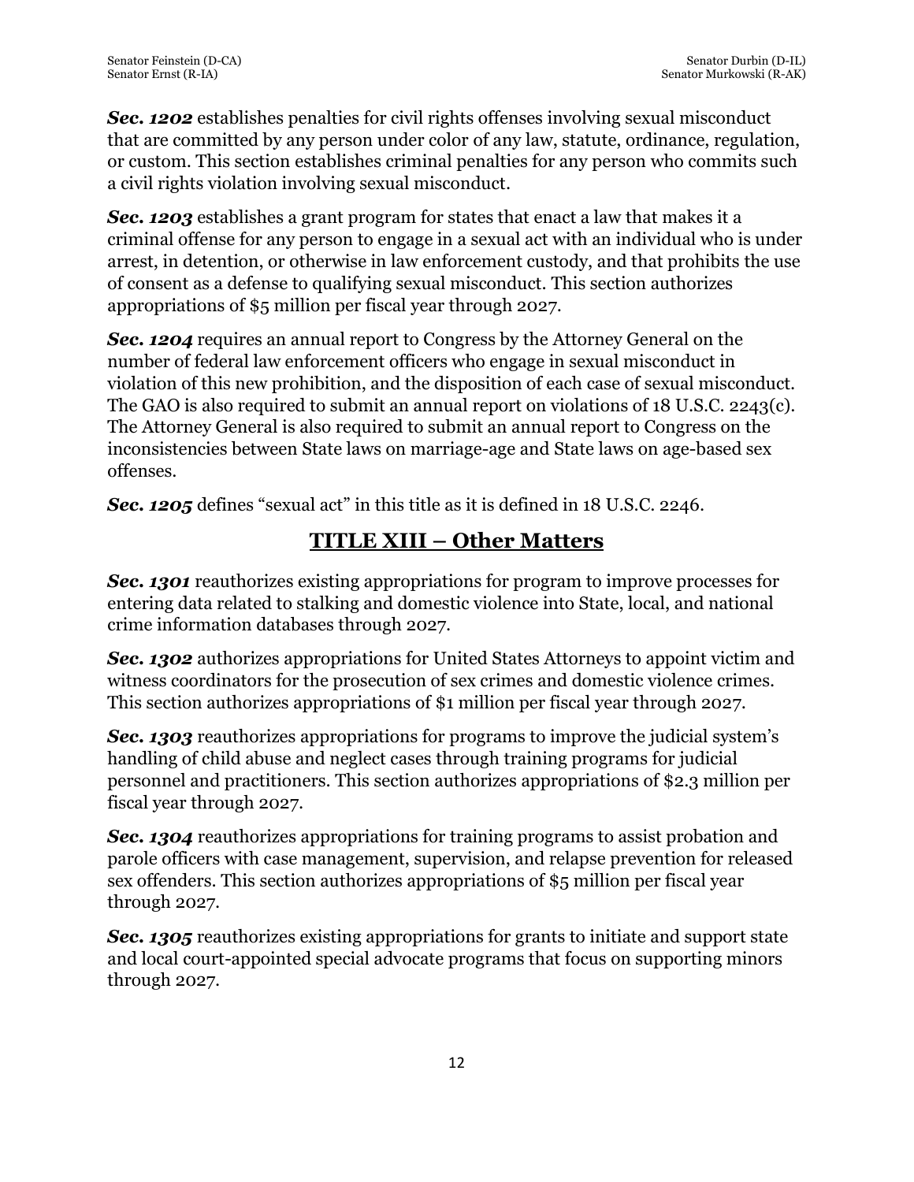***Sec. 1202*** establishes penalties for civil rights offenses involving sexual misconduct that are committed by any person under color of any law, statute, ordinance, regulation, or custom. This section establishes criminal penalties for any person who commits such a civil rights violation involving sexual misconduct.

***Sec. 1203*** establishes a grant program for states that enact a law that makes it a criminal offense for any person to engage in a sexual act with an individual who is under arrest, in detention, or otherwise in law enforcement custody, and that prohibits the use of consent as a defense to qualifying sexual misconduct. This section authorizes appropriations of $5 million per fiscal year through 2027.

***Sec. 1204*** requires an annual report to Congress by the Attorney General on the number of federal law enforcement officers who engage in sexual misconduct in violation of this new prohibition, and the disposition of each case of sexual misconduct. The GAO is also required to submit an annual report on violations of 18 U.S.C. 2243(c). The Attorney General is also required to submit an annual report to Congress on the inconsistencies between State laws on marriage-age and State laws on age-based sex offenses.

***Sec. 1205*** defines "sexual act" in this title as it is defined in 18 U.S.C. 2246.

## TITLE XIII – Other Matters

***Sec. 1301*** reauthorizes existing appropriations for program to improve processes for entering data related to stalking and domestic violence into State, local, and national crime information databases through 2027.

***Sec. 1302*** authorizes appropriations for United States Attorneys to appoint victim and witness coordinators for the prosecution of sex crimes and domestic violence crimes. This section authorizes appropriations of $1 million per fiscal year through 2027.

***Sec. 1303*** reauthorizes appropriations for programs to improve the judicial system's handling of child abuse and neglect cases through training programs for judicial personnel and practitioners. This section authorizes appropriations of $2.3 million per fiscal year through 2027.

***Sec. 1304*** reauthorizes appropriations for training programs to assist probation and parole officers with case management, supervision, and relapse prevention for released sex offenders. This section authorizes appropriations of $5 million per fiscal year through 2027.

***Sec. 1305*** reauthorizes existing appropriations for grants to initiate and support state and local court-appointed special advocate programs that focus on supporting minors through 2027.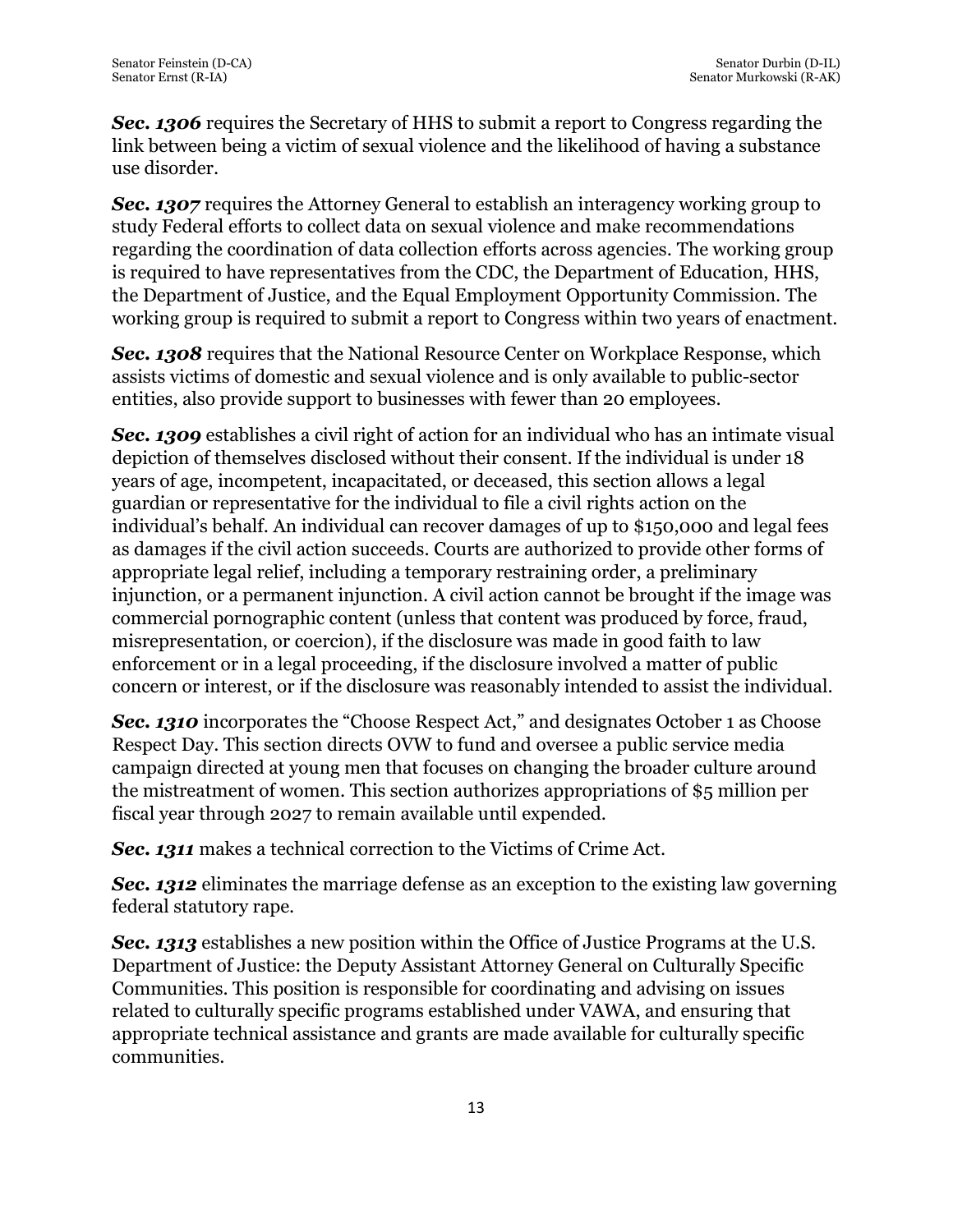***Sec. 1306*** requires the Secretary of HHS to submit a report to Congress regarding the link between being a victim of sexual violence and the likelihood of having a substance use disorder.

***Sec. 1307*** requires the Attorney General to establish an interagency working group to study Federal efforts to collect data on sexual violence and make recommendations regarding the coordination of data collection efforts across agencies. The working group is required to have representatives from the CDC, the Department of Education, HHS, the Department of Justice, and the Equal Employment Opportunity Commission. The working group is required to submit a report to Congress within two years of enactment.

***Sec. 1308*** requires that the National Resource Center on Workplace Response, which assists victims of domestic and sexual violence and is only available to public-sector entities, also provide support to businesses with fewer than 20 employees.

***Sec. 1309*** establishes a civil right of action for an individual who has an intimate visual depiction of themselves disclosed without their consent. If the individual is under 18 years of age, incompetent, incapacitated, or deceased, this section allows a legal guardian or representative for the individual to file a civil rights action on the individual's behalf. An individual can recover damages of up to $150,000 and legal fees as damages if the civil action succeeds. Courts are authorized to provide other forms of appropriate legal relief, including a temporary restraining order, a preliminary injunction, or a permanent injunction. A civil action cannot be brought if the image was commercial pornographic content (unless that content was produced by force, fraud, misrepresentation, or coercion), if the disclosure was made in good faith to law enforcement or in a legal proceeding, if the disclosure involved a matter of public concern or interest, or if the disclosure was reasonably intended to assist the individual.

***Sec. 1310*** incorporates the "Choose Respect Act," and designates October 1 as Choose Respect Day. This section directs OVW to fund and oversee a public service media campaign directed at young men that focuses on changing the broader culture around the mistreatment of women. This section authorizes appropriations of $5 million per fiscal year through 2027 to remain available until expended.

***Sec. 1311*** makes a technical correction to the Victims of Crime Act.

***Sec. 1312*** eliminates the marriage defense as an exception to the existing law governing federal statutory rape.

***Sec. 1313*** establishes a new position within the Office of Justice Programs at the U.S. Department of Justice: the Deputy Assistant Attorney General on Culturally Specific Communities. This position is responsible for coordinating and advising on issues related to culturally specific programs established under VAWA, and ensuring that appropriate technical assistance and grants are made available for culturally specific communities.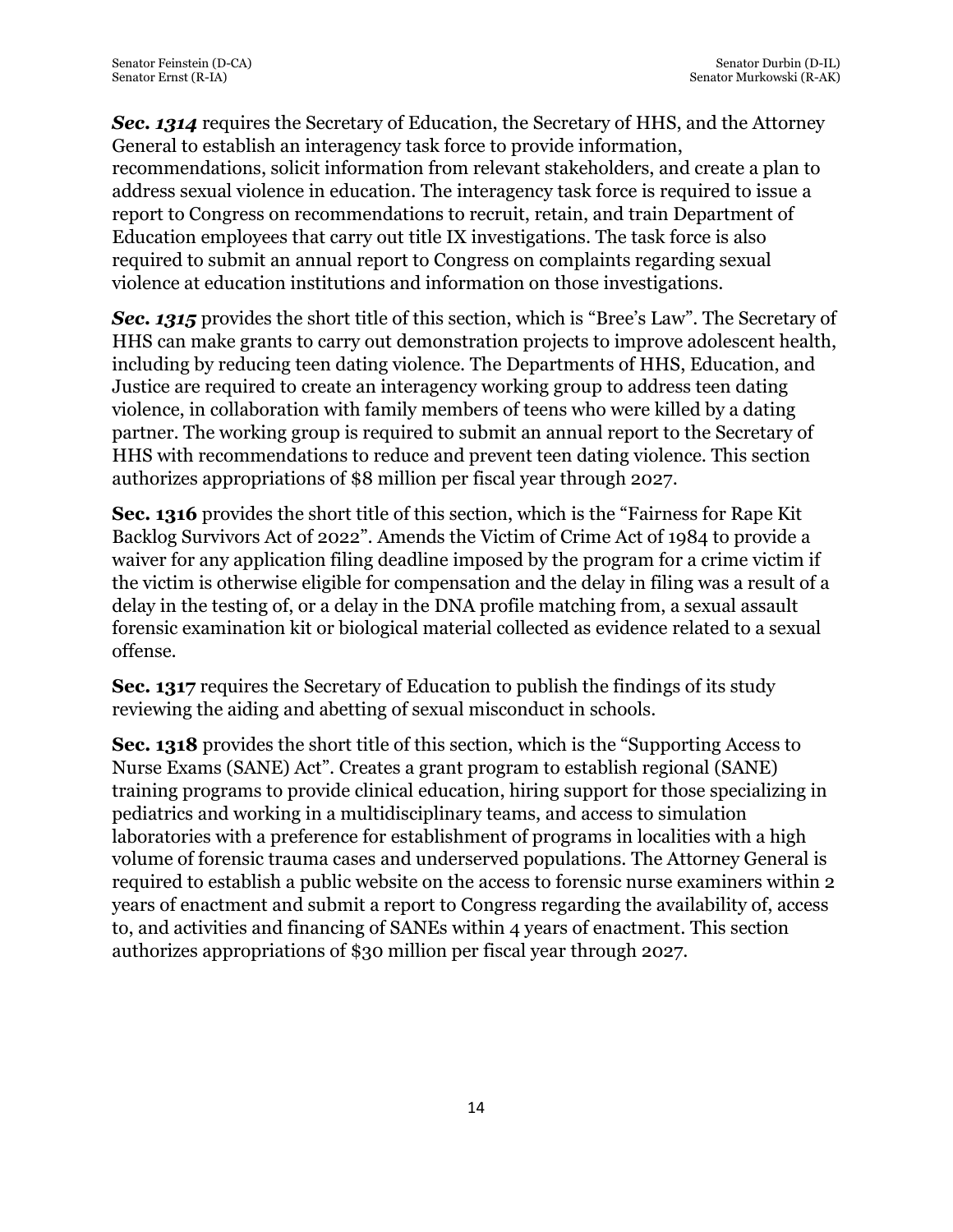***Sec. 1314*** requires the Secretary of Education, the Secretary of HHS, and the Attorney General to establish an interagency task force to provide information, recommendations, solicit information from relevant stakeholders, and create a plan to address sexual violence in education. The interagency task force is required to issue a report to Congress on recommendations to recruit, retain, and train Department of Education employees that carry out title IX investigations. The task force is also required to submit an annual report to Congress on complaints regarding sexual violence at education institutions and information on those investigations.

***Sec. 1315*** provides the short title of this section, which is "Bree's Law". The Secretary of HHS can make grants to carry out demonstration projects to improve adolescent health, including by reducing teen dating violence. The Departments of HHS, Education, and Justice are required to create an interagency working group to address teen dating violence, in collaboration with family members of teens who were killed by a dating partner. The working group is required to submit an annual report to the Secretary of HHS with recommendations to reduce and prevent teen dating violence. This section authorizes appropriations of $8 million per fiscal year through 2027.

**Sec. 1316** provides the short title of this section, which is the "Fairness for Rape Kit Backlog Survivors Act of 2022". Amends the Victim of Crime Act of 1984 to provide a waiver for any application filing deadline imposed by the program for a crime victim if the victim is otherwise eligible for compensation and the delay in filing was a result of a delay in the testing of, or a delay in the DNA profile matching from, a sexual assault forensic examination kit or biological material collected as evidence related to a sexual offense.

**Sec. 1317** requires the Secretary of Education to publish the findings of its study reviewing the aiding and abetting of sexual misconduct in schools.

**Sec. 1318** provides the short title of this section, which is the "Supporting Access to Nurse Exams (SANE) Act". Creates a grant program to establish regional (SANE) training programs to provide clinical education, hiring support for those specializing in pediatrics and working in a multidisciplinary teams, and access to simulation laboratories with a preference for establishment of programs in localities with a high volume of forensic trauma cases and underserved populations. The Attorney General is required to establish a public website on the access to forensic nurse examiners within 2 years of enactment and submit a report to Congress regarding the availability of, access to, and activities and financing of SANEs within 4 years of enactment. This section authorizes appropriations of $30 million per fiscal year through 2027.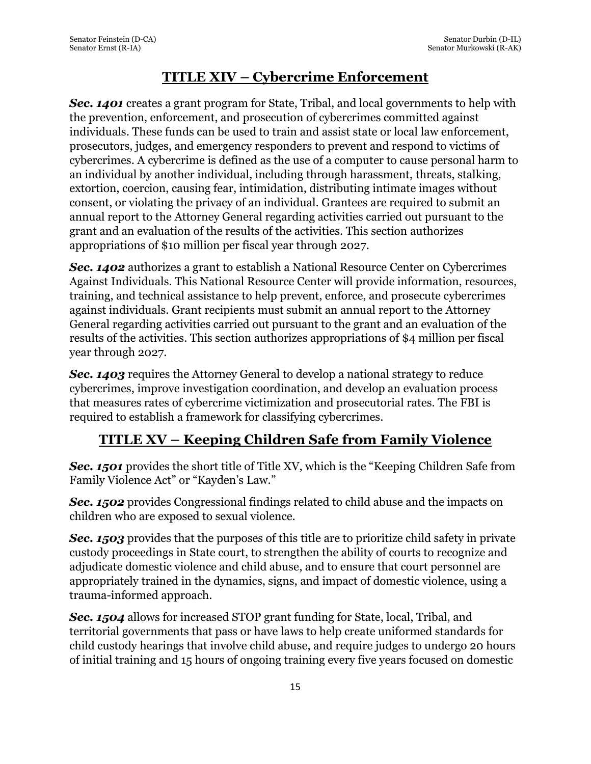## TITLE XIV – Cybercrime Enforcement

***Sec. 1401*** creates a grant program for State, Tribal, and local governments to help with the prevention, enforcement, and prosecution of cybercrimes committed against individuals. These funds can be used to train and assist state or local law enforcement, prosecutors, judges, and emergency responders to prevent and respond to victims of cybercrimes. A cybercrime is defined as the use of a computer to cause personal harm to an individual by another individual, including through harassment, threats, stalking, extortion, coercion, causing fear, intimidation, distributing intimate images without consent, or violating the privacy of an individual. Grantees are required to submit an annual report to the Attorney General regarding activities carried out pursuant to the grant and an evaluation of the results of the activities. This section authorizes appropriations of $10 million per fiscal year through 2027.

***Sec. 1402*** authorizes a grant to establish a National Resource Center on Cybercrimes Against Individuals. This National Resource Center will provide information, resources, training, and technical assistance to help prevent, enforce, and prosecute cybercrimes against individuals. Grant recipients must submit an annual report to the Attorney General regarding activities carried out pursuant to the grant and an evaluation of the results of the activities. This section authorizes appropriations of $4 million per fiscal year through 2027.

***Sec. 1403*** requires the Attorney General to develop a national strategy to reduce cybercrimes, improve investigation coordination, and develop an evaluation process that measures rates of cybercrime victimization and prosecutorial rates. The FBI is required to establish a framework for classifying cybercrimes.

## TITLE XV – Keeping Children Safe from Family Violence

***Sec. 1501*** provides the short title of Title XV, which is the "Keeping Children Safe from Family Violence Act" or "Kayden's Law."

***Sec. 1502*** provides Congressional findings related to child abuse and the impacts on children who are exposed to sexual violence.

***Sec. 1503*** provides that the purposes of this title are to prioritize child safety in private custody proceedings in State court, to strengthen the ability of courts to recognize and adjudicate domestic violence and child abuse, and to ensure that court personnel are appropriately trained in the dynamics, signs, and impact of domestic violence, using a trauma-informed approach.

***Sec. 1504*** allows for increased STOP grant funding for State, local, Tribal, and territorial governments that pass or have laws to help create uniformed standards for child custody hearings that involve child abuse, and require judges to undergo 20 hours of initial training and 15 hours of ongoing training every five years focused on domestic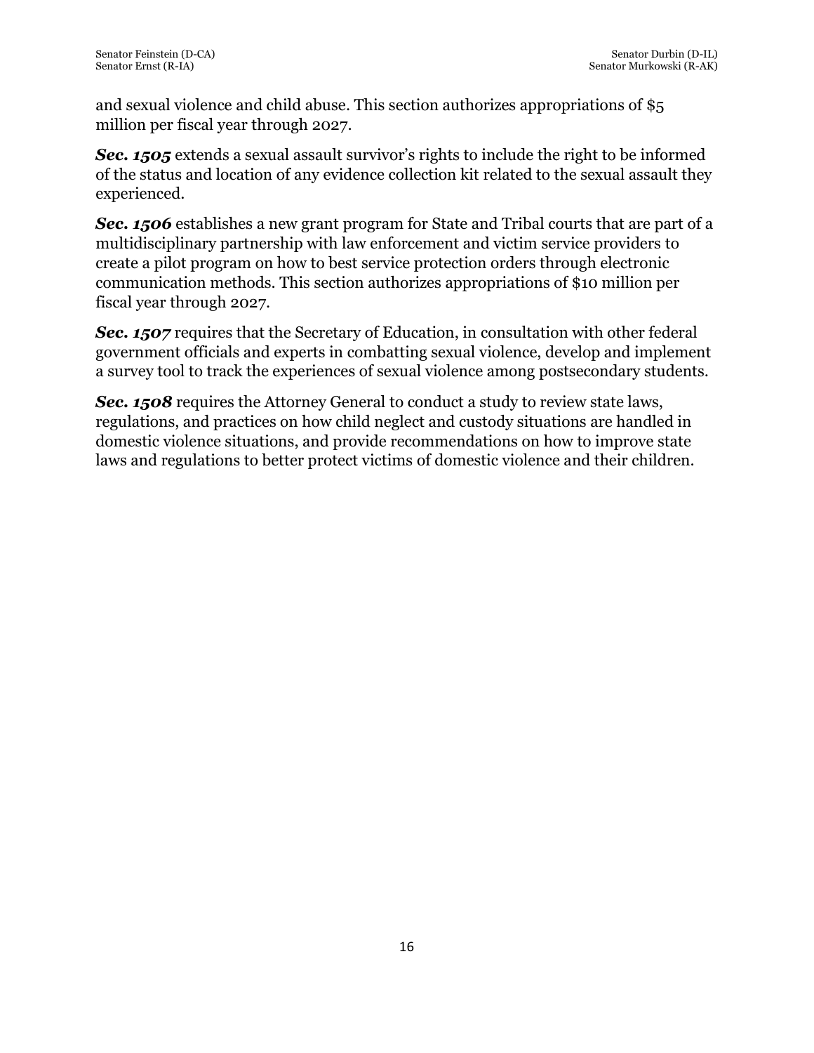and sexual violence and child abuse. This section authorizes appropriations of $5 million per fiscal year through 2027.

***Sec. 1505*** extends a sexual assault survivor's rights to include the right to be informed of the status and location of any evidence collection kit related to the sexual assault they experienced.

***Sec. 1506*** establishes a new grant program for State and Tribal courts that are part of a multidisciplinary partnership with law enforcement and victim service providers to create a pilot program on how to best service protection orders through electronic communication methods. This section authorizes appropriations of $10 million per fiscal year through 2027.

***Sec. 1507*** requires that the Secretary of Education, in consultation with other federal government officials and experts in combatting sexual violence, develop and implement a survey tool to track the experiences of sexual violence among postsecondary students.

***Sec. 1508*** requires the Attorney General to conduct a study to review state laws, regulations, and practices on how child neglect and custody situations are handled in domestic violence situations, and provide recommendations on how to improve state laws and regulations to better protect victims of domestic violence and their children.